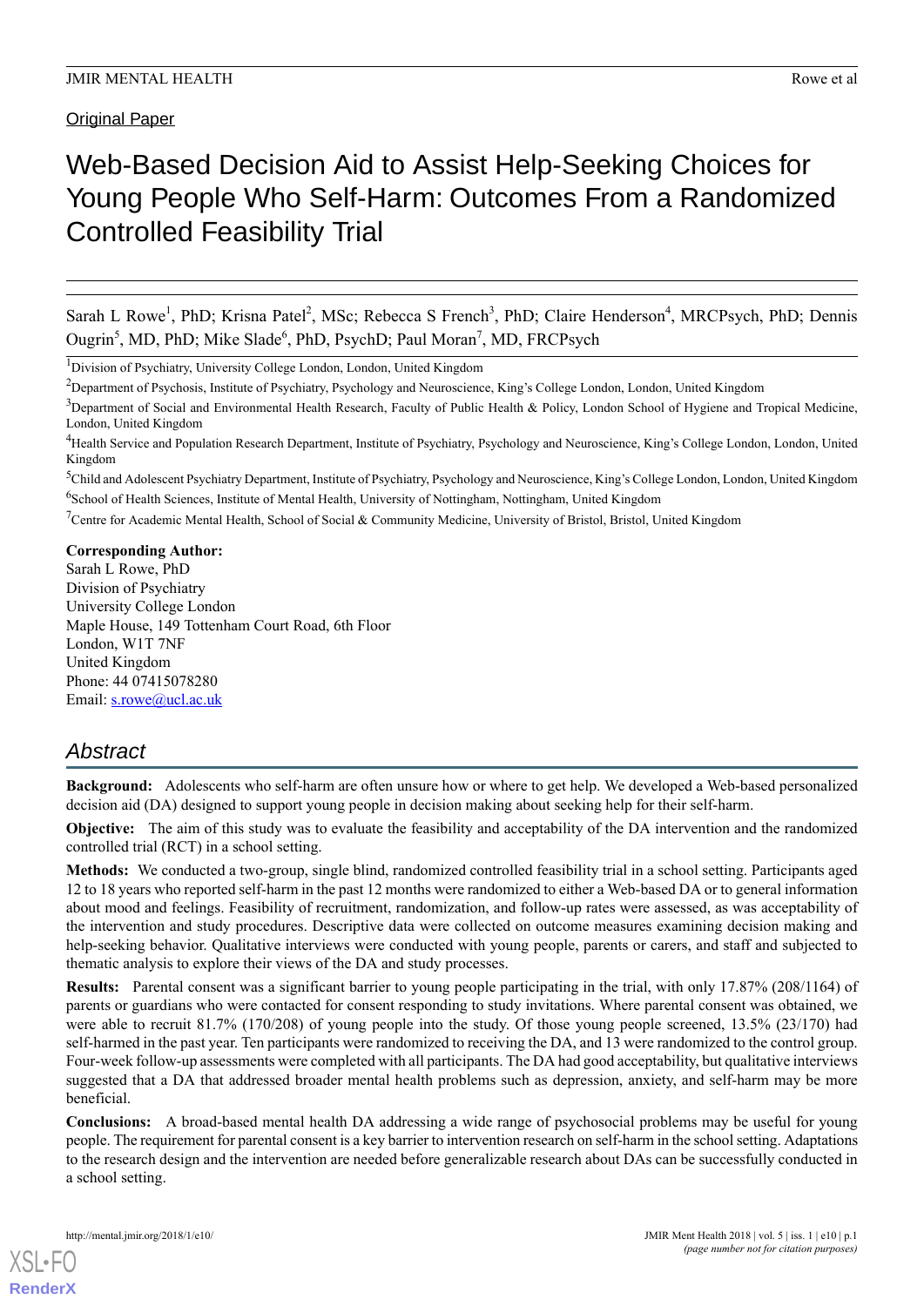Original Paper

# Web-Based Decision Aid to Assist Help-Seeking Choices for Young People Who Self-Harm: Outcomes From a Randomized Controlled Feasibility Trial

Sarah L Rowe[1], PhD; Krisna Patel[2], MSc; Rebecca S French[3], PhD; Claire Henderson[4], MRCPsych, PhD; Dennis Ougrin[5], MD, PhD; Mike Slade[6], PhD, PsychD; Paul Moran[7], MD, FRCPsych

[1]Division of Psychiatry, University College London, London, United Kingdom

[2]Department of Psychosis, Institute of Psychiatry, Psychology and Neuroscience, King's College London, London, United Kingdom

[3]Department of Social and Environmental Health Research, Faculty of Public Health & Policy, London School of Hygiene and Tropical Medicine, London, United Kingdom

[4]Health Service and Population Research Department, Institute of Psychiatry, Psychology and Neuroscience, King's College London, London, United Kingdom

[5]Child and Adolescent Psychiatry Department, Institute of Psychiatry, Psychology and Neuroscience, King's College London, London, United Kingdom

[6]School of Health Sciences, Institute of Mental Health, University of Nottingham, Nottingham, United Kingdom

[7]Centre for Academic Mental Health, School of Social & Community Medicine, University of Bristol, Bristol, United Kingdom

**Corresponding Author:**
Sarah L Rowe, PhD
Division of Psychiatry
University College London
Maple House, 149 Tottenham Court Road, 6th Floor
London, W1T 7NF
United Kingdom
Phone: 44 07415078280
Email: s.rowe@ucl.ac.uk

## Abstract

**Background:** Adolescents who self-harm are often unsure how or where to get help. We developed a Web-based personalized decision aid (DA) designed to support young people in decision making about seeking help for their self-harm.

**Objective:** The aim of this study was to evaluate the feasibility and acceptability of the DA intervention and the randomized controlled trial (RCT) in a school setting.

**Methods:** We conducted a two-group, single blind, randomized controlled feasibility trial in a school setting. Participants aged 12 to 18 years who reported self-harm in the past 12 months were randomized to either a Web-based DA or to general information about mood and feelings. Feasibility of recruitment, randomization, and follow-up rates were assessed, as was acceptability of the intervention and study procedures. Descriptive data were collected on outcome measures examining decision making and help-seeking behavior. Qualitative interviews were conducted with young people, parents or carers, and staff and subjected to thematic analysis to explore their views of the DA and study processes.

**Results:** Parental consent was a significant barrier to young people participating in the trial, with only 17.87% (208/1164) of parents or guardians who were contacted for consent responding to study invitations. Where parental consent was obtained, we were able to recruit 81.7% (170/208) of young people into the study. Of those young people screened, 13.5% (23/170) had self-harmed in the past year. Ten participants were randomized to receiving the DA, and 13 were randomized to the control group. Four-week follow-up assessments were completed with all participants. The DA had good acceptability, but qualitative interviews suggested that a DA that addressed broader mental health problems such as depression, anxiety, and self-harm may be more beneficial.

**Conclusions:** A broad-based mental health DA addressing a wide range of psychosocial problems may be useful for young people. The requirement for parental consent is a key barrier to intervention research on self-harm in the school setting. Adaptations to the research design and the intervention are needed before generalizable research about DAs can be successfully conducted in a school setting.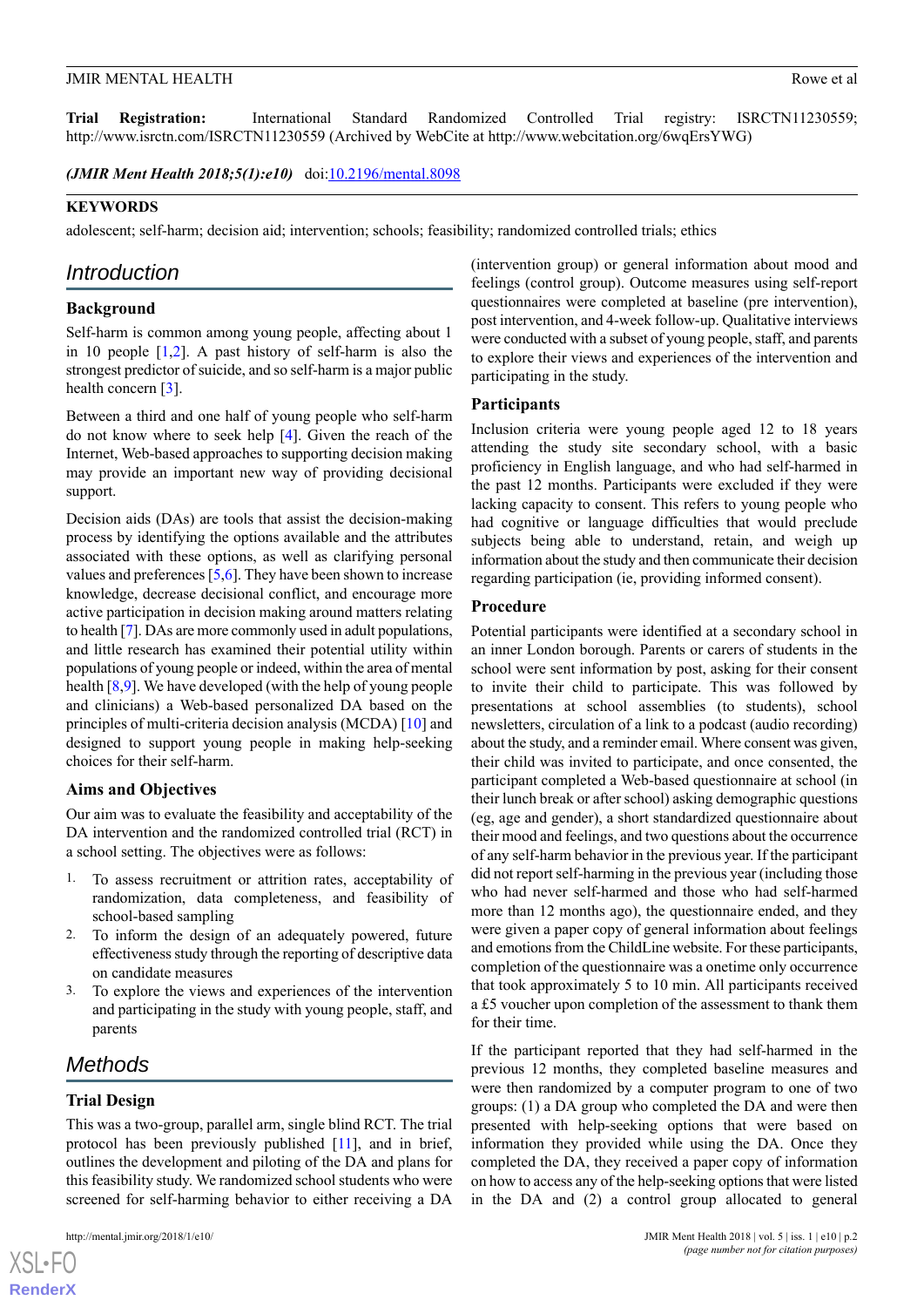**Trial Registration:** International Standard Randomized Controlled Trial registry: ISRCTN11230559; http://www.isrctn.com/ISRCTN11230559 (Archived by WebCite at http://www.webcitation.org/6wqErsYWG)

***(JMIR Ment Health 2018;5(1):e10)*** doi:10.2196/mental.8098

**KEYWORDS**

adolescent; self-harm; decision aid; intervention; schools; feasibility; randomized controlled trials; ethics

## Introduction

### Background

Self-harm is common among young people, affecting about 1 in 10 people [1,2]. A past history of self-harm is also the strongest predictor of suicide, and so self-harm is a major public health concern [3].

Between a third and one half of young people who self-harm do not know where to seek help [4]. Given the reach of the Internet, Web-based approaches to supporting decision making may provide an important new way of providing decisional support.

Decision aids (DAs) are tools that assist the decision-making process by identifying the options available and the attributes associated with these options, as well as clarifying personal values and preferences [5,6]. They have been shown to increase knowledge, decrease decisional conflict, and encourage more active participation in decision making around matters relating to health [7]. DAs are more commonly used in adult populations, and little research has examined their potential utility within populations of young people or indeed, within the area of mental health [8,9]. We have developed (with the help of young people and clinicians) a Web-based personalized DA based on the principles of multi-criteria decision analysis (MCDA) [10] and designed to support young people in making help-seeking choices for their self-harm.

### Aims and Objectives

Our aim was to evaluate the feasibility and acceptability of the DA intervention and the randomized controlled trial (RCT) in a school setting. The objectives were as follows:

1. To assess recruitment or attrition rates, acceptability of randomization, data completeness, and feasibility of school-based sampling
2. To inform the design of an adequately powered, future effectiveness study through the reporting of descriptive data on candidate measures
3. To explore the views and experiences of the intervention and participating in the study with young people, staff, and parents

## Methods

### Trial Design

This was a two-group, parallel arm, single blind RCT. The trial protocol has been previously published [11], and in brief, outlines the development and piloting of the DA and plans for this feasibility study. We randomized school students who were screened for self-harming behavior to either receiving a DA (intervention group) or general information about mood and feelings (control group). Outcome measures using self-report questionnaires were completed at baseline (pre intervention), post intervention, and 4-week follow-up. Qualitative interviews were conducted with a subset of young people, staff, and parents to explore their views and experiences of the intervention and participating in the study.

### Participants

Inclusion criteria were young people aged 12 to 18 years attending the study site secondary school, with a basic proficiency in English language, and who had self-harmed in the past 12 months. Participants were excluded if they were lacking capacity to consent. This refers to young people who had cognitive or language difficulties that would preclude subjects being able to understand, retain, and weigh up information about the study and then communicate their decision regarding participation (ie, providing informed consent).

### Procedure

Potential participants were identified at a secondary school in an inner London borough. Parents or carers of students in the school were sent information by post, asking for their consent to invite their child to participate. This was followed by presentations at school assemblies (to students), school newsletters, circulation of a link to a podcast (audio recording) about the study, and a reminder email. Where consent was given, their child was invited to participate, and once consented, the participant completed a Web-based questionnaire at school (in their lunch break or after school) asking demographic questions (eg, age and gender), a short standardized questionnaire about their mood and feelings, and two questions about the occurrence of any self-harm behavior in the previous year. If the participant did not report self-harming in the previous year (including those who had never self-harmed and those who had self-harmed more than 12 months ago), the questionnaire ended, and they were given a paper copy of general information about feelings and emotions from the ChildLine website. For these participants, completion of the questionnaire was a onetime only occurrence that took approximately 5 to 10 min. All participants received a £5 voucher upon completion of the assessment to thank them for their time.

If the participant reported that they had self-harmed in the previous 12 months, they completed baseline measures and were then randomized by a computer program to one of two groups: (1) a DA group who completed the DA and were then presented with help-seeking options that were based on information they provided while using the DA. Once they completed the DA, they received a paper copy of information on how to access any of the help-seeking options that were listed in the DA and (2) a control group allocated to general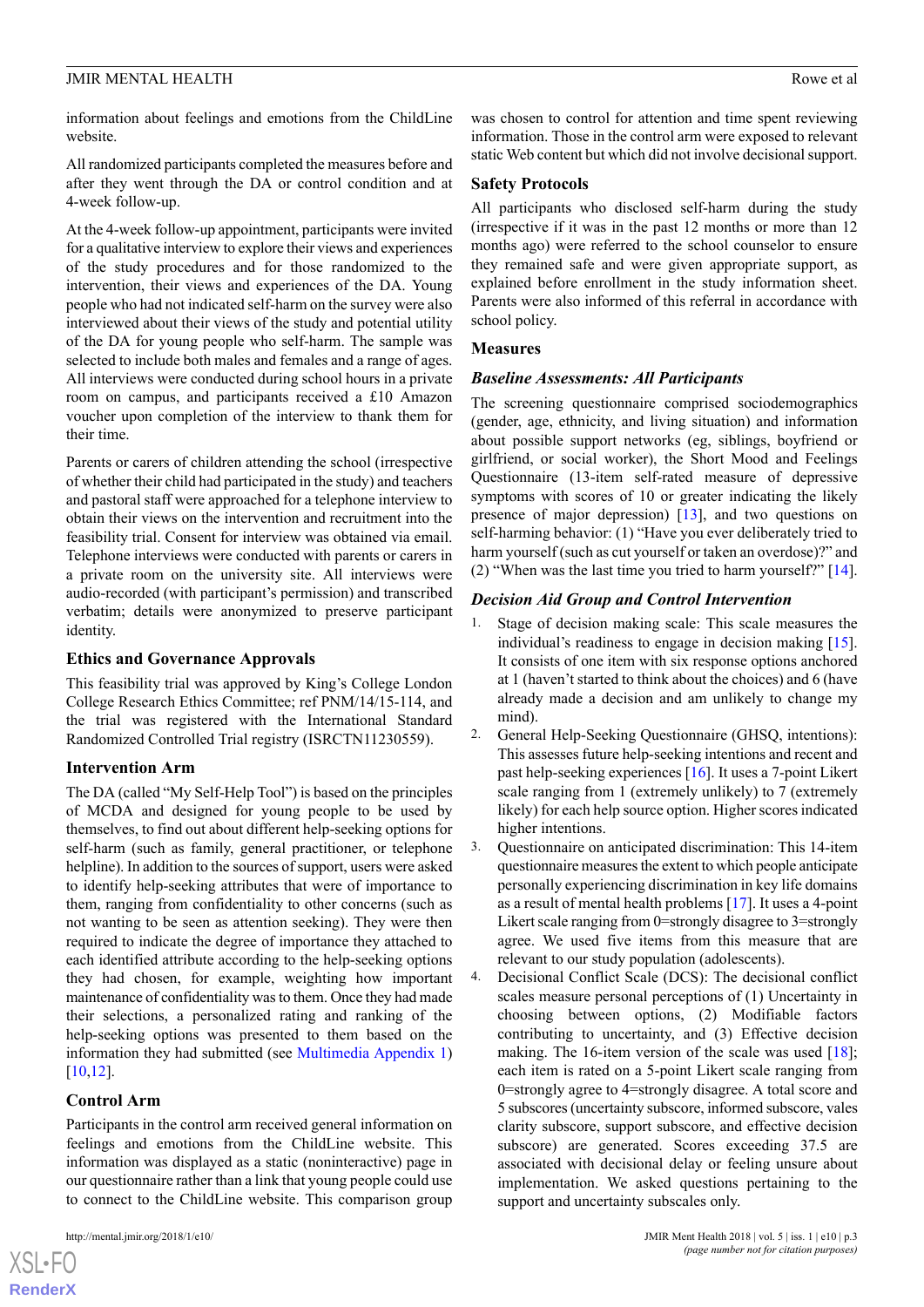information about feelings and emotions from the ChildLine website.

All randomized participants completed the measures before and after they went through the DA or control condition and at 4-week follow-up.

At the 4-week follow-up appointment, participants were invited for a qualitative interview to explore their views and experiences of the study procedures and for those randomized to the intervention, their views and experiences of the DA. Young people who had not indicated self-harm on the survey were also interviewed about their views of the study and potential utility of the DA for young people who self-harm. The sample was selected to include both males and females and a range of ages. All interviews were conducted during school hours in a private room on campus, and participants received a £10 Amazon voucher upon completion of the interview to thank them for their time.

Parents or carers of children attending the school (irrespective of whether their child had participated in the study) and teachers and pastoral staff were approached for a telephone interview to obtain their views on the intervention and recruitment into the feasibility trial. Consent for interview was obtained via email. Telephone interviews were conducted with parents or carers in a private room on the university site. All interviews were audio-recorded (with participant's permission) and transcribed verbatim; details were anonymized to preserve participant identity.

### Ethics and Governance Approvals

This feasibility trial was approved by King's College London College Research Ethics Committee; ref PNM/14/15-114, and the trial was registered with the International Standard Randomized Controlled Trial registry (ISRCTN11230559).

### Intervention Arm

The DA (called "My Self-Help Tool") is based on the principles of MCDA and designed for young people to be used by themselves, to find out about different help-seeking options for self-harm (such as family, general practitioner, or telephone helpline). In addition to the sources of support, users were asked to identify help-seeking attributes that were of importance to them, ranging from confidentiality to other concerns (such as not wanting to be seen as attention seeking). They were then required to indicate the degree of importance they attached to each identified attribute according to the help-seeking options they had chosen, for example, weighting how important maintenance of confidentiality was to them. Once they had made their selections, a personalized rating and ranking of the help-seeking options was presented to them based on the information they had submitted (see Multimedia Appendix 1) [10,12].

### Control Arm

Participants in the control arm received general information on feelings and emotions from the ChildLine website. This information was displayed as a static (noninteractive) page in our questionnaire rather than a link that young people could use to connect to the ChildLine website. This comparison group was chosen to control for attention and time spent reviewing information. Those in the control arm were exposed to relevant static Web content but which did not involve decisional support.

### Safety Protocols

All participants who disclosed self-harm during the study (irrespective if it was in the past 12 months or more than 12 months ago) were referred to the school counselor to ensure they remained safe and were given appropriate support, as explained before enrollment in the study information sheet. Parents were also informed of this referral in accordance with school policy.

### Measures

#### *Baseline Assessments: All Participants*

The screening questionnaire comprised sociodemographics (gender, age, ethnicity, and living situation) and information about possible support networks (eg, siblings, boyfriend or girlfriend, or social worker), the Short Mood and Feelings Questionnaire (13-item self-rated measure of depressive symptoms with scores of 10 or greater indicating the likely presence of major depression) [13], and two questions on self-harming behavior: (1) "Have you ever deliberately tried to harm yourself (such as cut yourself or taken an overdose)?" and (2) "When was the last time you tried to harm yourself?" [14].

#### *Decision Aid Group and Control Intervention*

1. Stage of decision making scale: This scale measures the individual's readiness to engage in decision making [15]. It consists of one item with six response options anchored at 1 (haven't started to think about the choices) and 6 (have already made a decision and am unlikely to change my mind).
2. General Help-Seeking Questionnaire (GHSQ, intentions): This assesses future help-seeking intentions and recent and past help-seeking experiences [16]. It uses a 7-point Likert scale ranging from 1 (extremely unlikely) to 7 (extremely likely) for each help source option. Higher scores indicated higher intentions.
3. Questionnaire on anticipated discrimination: This 14-item questionnaire measures the extent to which people anticipate personally experiencing discrimination in key life domains as a result of mental health problems [17]. It uses a 4-point Likert scale ranging from 0=strongly disagree to 3=strongly agree. We used five items from this measure that are relevant to our study population (adolescents).
4. Decisional Conflict Scale (DCS): The decisional conflict scales measure personal perceptions of (1) Uncertainty in choosing between options, (2) Modifiable factors contributing to uncertainty, and (3) Effective decision making. The 16-item version of the scale was used [18]; each item is rated on a 5-point Likert scale ranging from 0=strongly agree to 4=strongly disagree. A total score and 5 subscores (uncertainty subscore, informed subscore, vales clarity subscore, support subscore, and effective decision subscore) are generated. Scores exceeding 37.5 are associated with decisional delay or feeling unsure about implementation. We asked questions pertaining to the support and uncertainty subscales only.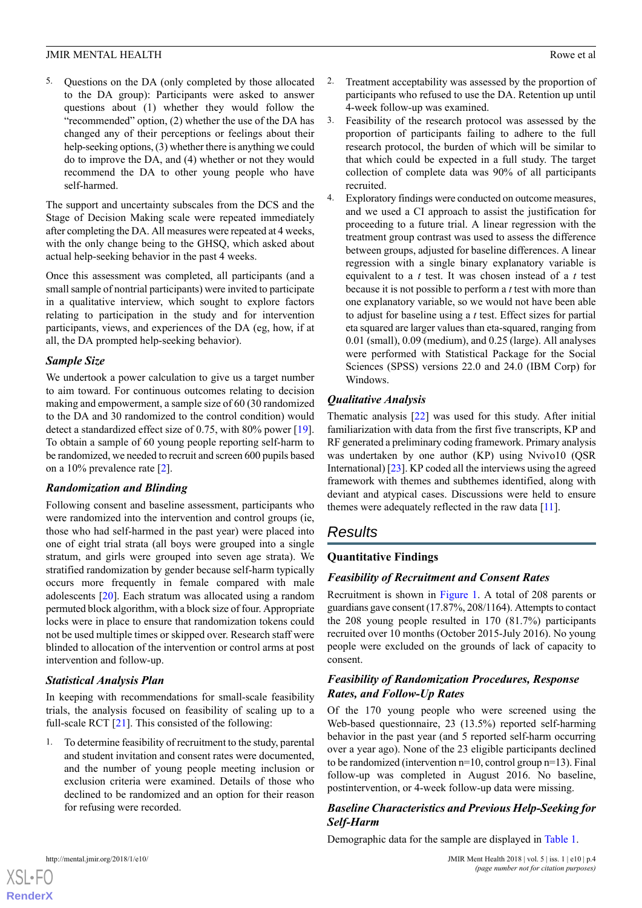5. Questions on the DA (only completed by those allocated to the DA group): Participants were asked to answer questions about (1) whether they would follow the "recommended" option, (2) whether the use of the DA has changed any of their perceptions or feelings about their help-seeking options, (3) whether there is anything we could do to improve the DA, and (4) whether or not they would recommend the DA to other young people who have self-harmed.

The support and uncertainty subscales from the DCS and the Stage of Decision Making scale were repeated immediately after completing the DA. All measures were repeated at 4 weeks, with the only change being to the GHSQ, which asked about actual help-seeking behavior in the past 4 weeks.

Once this assessment was completed, all participants (and a small sample of nontrial participants) were invited to participate in a qualitative interview, which sought to explore factors relating to participation in the study and for intervention participants, views, and experiences of the DA (eg, how, if at all, the DA prompted help-seeking behavior).

### Sample Size

We undertook a power calculation to give us a target number to aim toward. For continuous outcomes relating to decision making and empowerment, a sample size of 60 (30 randomized to the DA and 30 randomized to the control condition) would detect a standardized effect size of 0.75, with 80% power [19]. To obtain a sample of 60 young people reporting self-harm to be randomized, we needed to recruit and screen 600 pupils based on a 10% prevalence rate [2].

### Randomization and Blinding

Following consent and baseline assessment, participants who were randomized into the intervention and control groups (ie, those who had self-harmed in the past year) were placed into one of eight trial strata (all boys were grouped into a single stratum, and girls were grouped into seven age strata). We stratified randomization by gender because self-harm typically occurs more frequently in female compared with male adolescents [20]. Each stratum was allocated using a random permuted block algorithm, with a block size of four. Appropriate locks were in place to ensure that randomization tokens could not be used multiple times or skipped over. Research staff were blinded to allocation of the intervention or control arms at post intervention and follow-up.

### Statistical Analysis Plan

In keeping with recommendations for small-scale feasibility trials, the analysis focused on feasibility of scaling up to a full-scale RCT [21]. This consisted of the following:

1. To determine feasibility of recruitment to the study, parental and student invitation and consent rates were documented, and the number of young people meeting inclusion or exclusion criteria were examined. Details of those who declined to be randomized and an option for their reason for refusing were recorded.
2. Treatment acceptability was assessed by the proportion of participants who refused to use the DA. Retention up until 4-week follow-up was examined.
3. Feasibility of the research protocol was assessed by the proportion of participants failing to adhere to the full research protocol, the burden of which will be similar to that which could be expected in a full study. The target collection of complete data was 90% of all participants recruited.
4. Exploratory findings were conducted on outcome measures, and we used a CI approach to assist the justification for proceeding to a future trial. A linear regression with the treatment group contrast was used to assess the difference between groups, adjusted for baseline differences. A linear regression with a single binary explanatory variable is equivalent to a *t* test. It was chosen instead of a *t* test because it is not possible to perform a *t* test with more than one explanatory variable, so we would not have been able to adjust for baseline using a *t* test. Effect sizes for partial eta squared are larger values than eta-squared, ranging from 0.01 (small), 0.09 (medium), and 0.25 (large). All analyses were performed with Statistical Package for the Social Sciences (SPSS) versions 22.0 and 24.0 (IBM Corp) for Windows.

### Qualitative Analysis

Thematic analysis [22] was used for this study. After initial familiarization with data from the first five transcripts, KP and RF generated a preliminary coding framework. Primary analysis was undertaken by one author (KP) using Nvivo10 (QSR International) [23]. KP coded all the interviews using the agreed framework with themes and subthemes identified, along with deviant and atypical cases. Discussions were held to ensure themes were adequately reflected in the raw data [11].

## Results

### Quantitative Findings

#### Feasibility of Recruitment and Consent Rates

Recruitment is shown in Figure 1. A total of 208 parents or guardians gave consent (17.87%, 208/1164). Attempts to contact the 208 young people resulted in 170 (81.7%) participants recruited over 10 months (October 2015-July 2016). No young people were excluded on the grounds of lack of capacity to consent.

#### Feasibility of Randomization Procedures, Response Rates, and Follow-Up Rates

Of the 170 young people who were screened using the Web-based questionnaire, 23 (13.5%) reported self-harming behavior in the past year (and 5 reported self-harm occurring over a year ago). None of the 23 eligible participants declined to be randomized (intervention n=10, control group n=13). Final follow-up was completed in August 2016. No baseline, postintervention, or 4-week follow-up data were missing.

#### Baseline Characteristics and Previous Help-Seeking for Self-Harm

Demographic data for the sample are displayed in Table 1.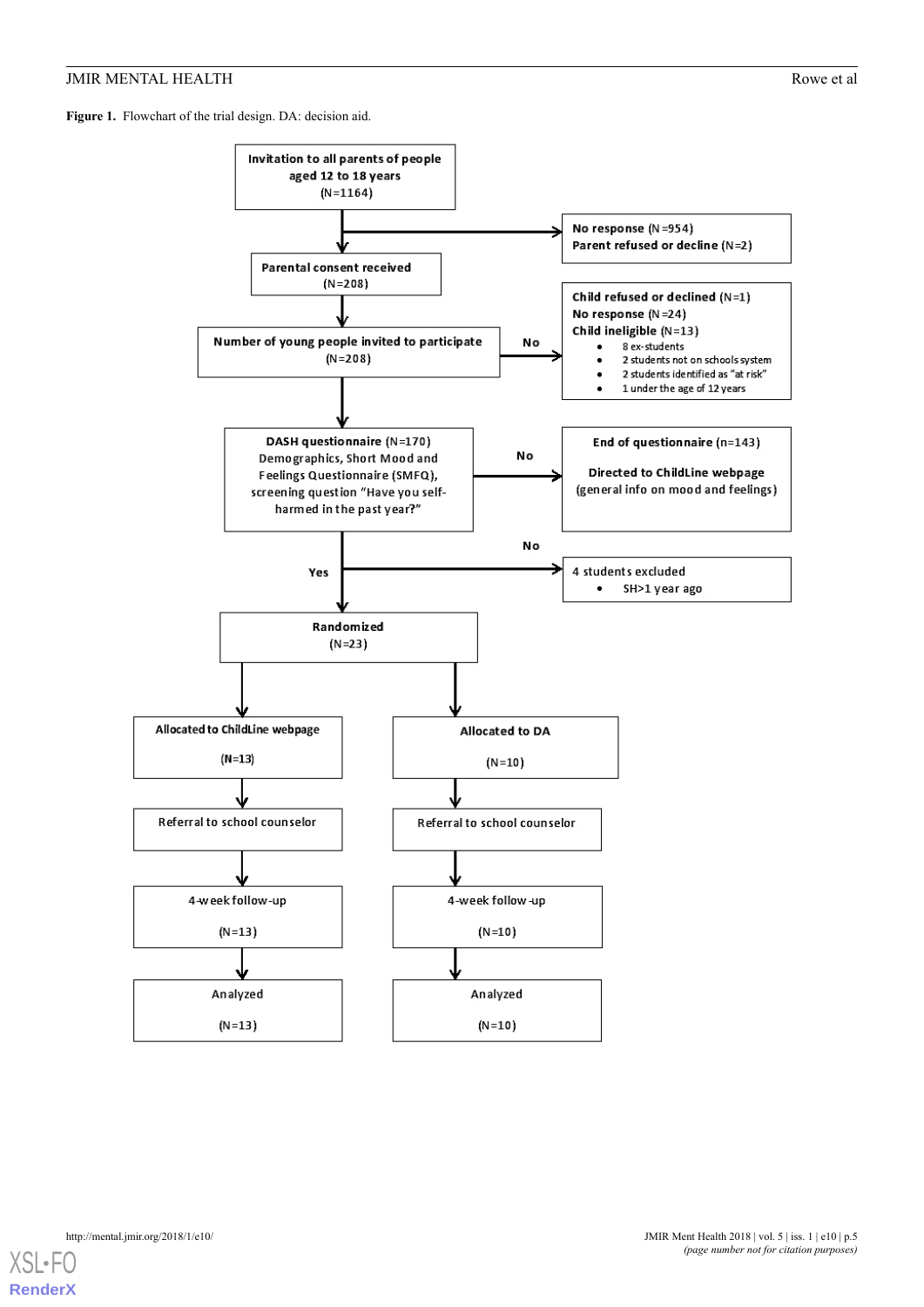**Figure 1.** Flowchart of the trial design. DA: decision aid.

**Invitation to all parents of people aged 12 to 18 years** (N=1164)

- **No response** (N=954)
- **Parent refused or decline** (N=2)

**Parental consent received** (N=208)

**Number of young people invited to participate** (N=208)

- No:
  - **Child refused or declined** (N=1)
  - **No response** (N=24)
  - **Child ineligible** (N=13)
    - 8 ex-students
    - 2 students not on schools system
    - 2 students identified as "at risk"
    - 1 under the age of 12 years

**DASH questionnaire** (N=170) Demographics, Short Mood and Feelings Questionnaire (SMFQ), screening question "Have you self-harmed in the past year?"

- No: **End of questionnaire** (n=143) **Directed to ChildLine webpage** (general info on mood and feelings)
- No: 4 students excluded
  - SH>1 year ago
- Yes:

**Randomized** (N=23)

| Allocated to ChildLine webpage (N=13) | Allocated to DA (N=10) |
|---|---|
| Referral to school counselor | Referral to school counselor |
| 4-week follow-up (N=13) | 4-week follow-up (N=10) |
| Analyzed (N=13) | Analyzed (N=10) |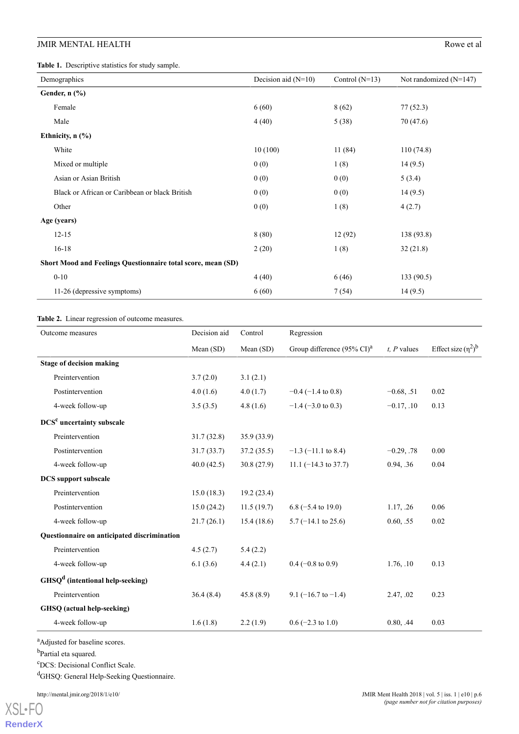**Table 1.** Descriptive statistics for study sample.

| Demographics | Decision aid (N=10) | Control (N=13) | Not randomized (N=147) |
|---|---|---|---|
| **Gender, n (%)** | | | |
| Female | 6 (60) | 8 (62) | 77 (52.3) |
| Male | 4 (40) | 5 (38) | 70 (47.6) |
| **Ethnicity, n (%)** | | | |
| White | 10 (100) | 11 (84) | 110 (74.8) |
| Mixed or multiple | 0 (0) | 1 (8) | 14 (9.5) |
| Asian or Asian British | 0 (0) | 0 (0) | 5 (3.4) |
| Black or African or Caribbean or black British | 0 (0) | 0 (0) | 14 (9.5) |
| Other | 0 (0) | 1 (8) | 4 (2.7) |
| **Age (years)** | | | |
| 12-15 | 8 (80) | 12 (92) | 138 (93.8) |
| 16-18 | 2 (20) | 1 (8) | 32 (21.8) |
| **Short Mood and Feelings Questionnaire total score, mean (SD)** | | | |
| 0-10 | 4 (40) | 6 (46) | 133 (90.5) |
| 11-26 (depressive symptoms) | 6 (60) | 7 (54) | 14 (9.5) |

**Table 2.** Linear regression of outcome measures.

| Outcome measures | Decision aid | Control | Regression | | |
|---|---|---|---|---|---|
| | Mean (SD) | Mean (SD) | Group difference (95% CI)[a] | *t, P* values | Effect size ($\eta^2$)[b] |
| **Stage of decision making** | | | | | |
| Preintervention | 3.7 (2.0) | 3.1 (2.1) | | | |
| Postintervention | 4.0 (1.6) | 4.0 (1.7) | −0.4 (−1.4 to 0.8) | −0.68, .51 | 0.02 |
| 4-week follow-up | 3.5 (3.5) | 4.8 (1.6) | −1.4 (−3.0 to 0.3) | −0.17, .10 | 0.13 |
| **DCS[c] uncertainty subscale** | | | | | |
| Preintervention | 31.7 (32.8) | 35.9 (33.9) | | | |
| Postintervention | 31.7 (33.7) | 37.2 (35.5) | −1.3 (−11.1 to 8.4) | −0.29, .78 | 0.00 |
| 4-week follow-up | 40.0 (42.5) | 30.8 (27.9) | 11.1 (−14.3 to 37.7) | 0.94, .36 | 0.04 |
| **DCS support subscale** | | | | | |
| Preintervention | 15.0 (18.3) | 19.2 (23.4) | | | |
| Postintervention | 15.0 (24.2) | 11.5 (19.7) | 6.8 (−5.4 to 19.0) | 1.17, .26 | 0.06 |
| 4-week follow-up | 21.7 (26.1) | 15.4 (18.6) | 5.7 (−14.1 to 25.6) | 0.60, .55 | 0.02 |
| **Questionnaire on anticipated discrimination** | | | | | |
| Preintervention | 4.5 (2.7) | 5.4 (2.2) | | | |
| 4-week follow-up | 6.1 (3.6) | 4.4 (2.1) | 0.4 (−0.8 to 0.9) | 1.76, .10 | 0.13 |
| **GHSQ[d] (intentional help-seeking)** | | | | | |
| Preintervention | 36.4 (8.4) | 45.8 (8.9) | 9.1 (−16.7 to −1.4) | 2.47, .02 | 0.23 |
| **GHSQ (actual help-seeking)** | | | | | |
| 4-week follow-up | 1.6 (1.8) | 2.2 (1.9) | 0.6 (−2.3 to 1.0) | 0.80, .44 | 0.03 |

[a]Adjusted for baseline scores.

[b]Partial eta squared.

[c]DCS: Decisional Conflict Scale.

[d]GHSQ: General Help-Seeking Questionnaire.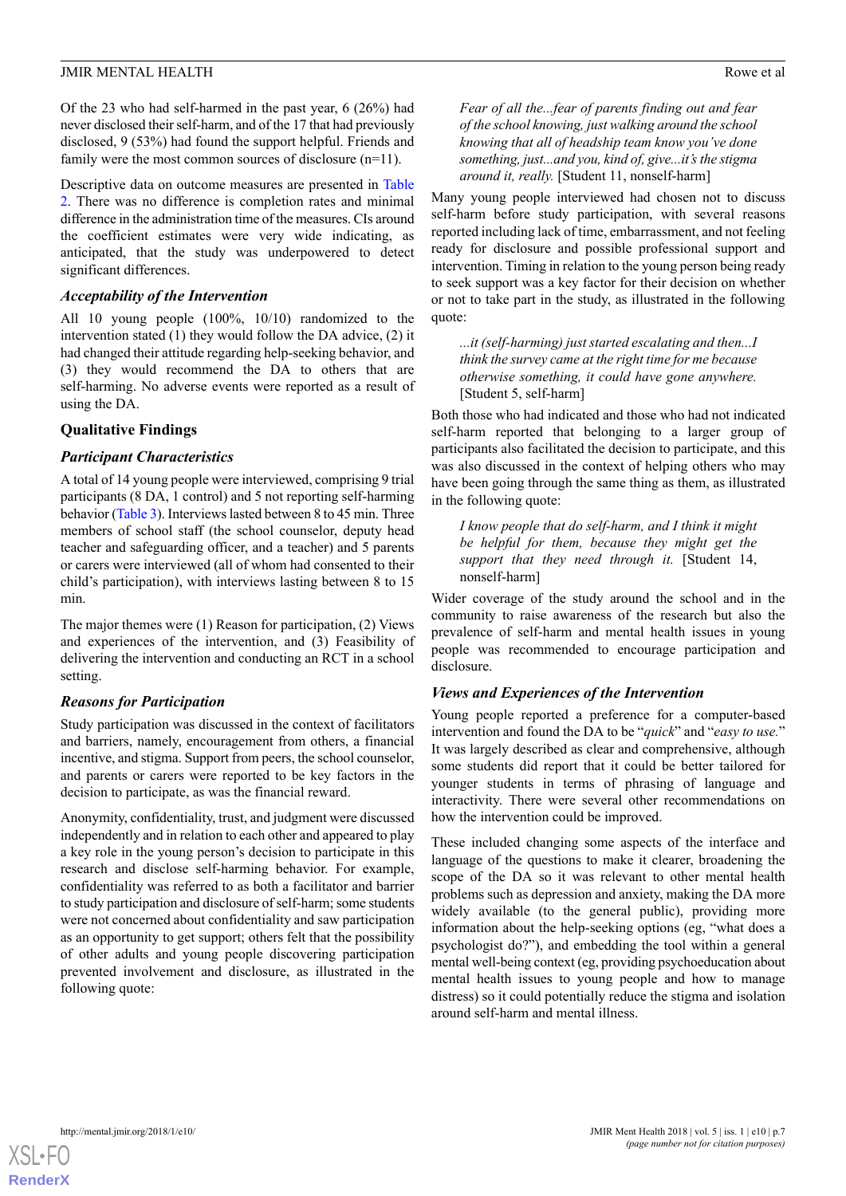Of the 23 who had self-harmed in the past year, 6 (26%) had never disclosed their self-harm, and of the 17 that had previously disclosed, 9 (53%) had found the support helpful. Friends and family were the most common sources of disclosure (n=11).

Descriptive data on outcome measures are presented in Table 2. There was no difference is completion rates and minimal difference in the administration time of the measures. CIs around the coefficient estimates were very wide indicating, as anticipated, that the study was underpowered to detect significant differences.

### Acceptability of the Intervention

All 10 young people (100%, 10/10) randomized to the intervention stated (1) they would follow the DA advice, (2) it had changed their attitude regarding help-seeking behavior, and (3) they would recommend the DA to others that are self-harming. No adverse events were reported as a result of using the DA.

## Qualitative Findings

### Participant Characteristics

A total of 14 young people were interviewed, comprising 9 trial participants (8 DA, 1 control) and 5 not reporting self-harming behavior (Table 3). Interviews lasted between 8 to 45 min. Three members of school staff (the school counselor, deputy head teacher and safeguarding officer, and a teacher) and 5 parents or carers were interviewed (all of whom had consented to their child's participation), with interviews lasting between 8 to 15 min.

The major themes were (1) Reason for participation, (2) Views and experiences of the intervention, and (3) Feasibility of delivering the intervention and conducting an RCT in a school setting.

### Reasons for Participation

Study participation was discussed in the context of facilitators and barriers, namely, encouragement from others, a financial incentive, and stigma. Support from peers, the school counselor, and parents or carers were reported to be key factors in the decision to participate, as was the financial reward.

Anonymity, confidentiality, trust, and judgment were discussed independently and in relation to each other and appeared to play a key role in the young person's decision to participate in this research and disclose self-harming behavior. For example, confidentiality was referred to as both a facilitator and barrier to study participation and disclosure of self-harm; some students were not concerned about confidentiality and saw participation as an opportunity to get support; others felt that the possibility of other adults and young people discovering participation prevented involvement and disclosure, as illustrated in the following quote:

> *Fear of all the...fear of parents finding out and fear of the school knowing, just walking around the school knowing that all of headship team know you've done something, just...and you, kind of, give...it's the stigma around it, really.* [Student 11, nonself-harm]

Many young people interviewed had chosen not to discuss self-harm before study participation, with several reasons reported including lack of time, embarrassment, and not feeling ready for disclosure and possible professional support and intervention. Timing in relation to the young person being ready to seek support was a key factor for their decision on whether or not to take part in the study, as illustrated in the following quote:

> *...it (self-harming) just started escalating and then...I think the survey came at the right time for me because otherwise something, it could have gone anywhere.* [Student 5, self-harm]

Both those who had indicated and those who had not indicated self-harm reported that belonging to a larger group of participants also facilitated the decision to participate, and this was also discussed in the context of helping others who may have been going through the same thing as them, as illustrated in the following quote:

> *I know people that do self-harm, and I think it might be helpful for them, because they might get the support that they need through it.* [Student 14, nonself-harm]

Wider coverage of the study around the school and in the community to raise awareness of the research but also the prevalence of self-harm and mental health issues in young people was recommended to encourage participation and disclosure.

### Views and Experiences of the Intervention

Young people reported a preference for a computer-based intervention and found the DA to be "*quick*" and "*easy to use.*" It was largely described as clear and comprehensive, although some students did report that it could be better tailored for younger students in terms of phrasing of language and interactivity. There were several other recommendations on how the intervention could be improved.

These included changing some aspects of the interface and language of the questions to make it clearer, broadening the scope of the DA so it was relevant to other mental health problems such as depression and anxiety, making the DA more widely available (to the general public), providing more information about the help-seeking options (eg, "what does a psychologist do?"), and embedding the tool within a general mental well-being context (eg, providing psychoeducation about mental health issues to young people and how to manage distress) so it could potentially reduce the stigma and isolation around self-harm and mental illness.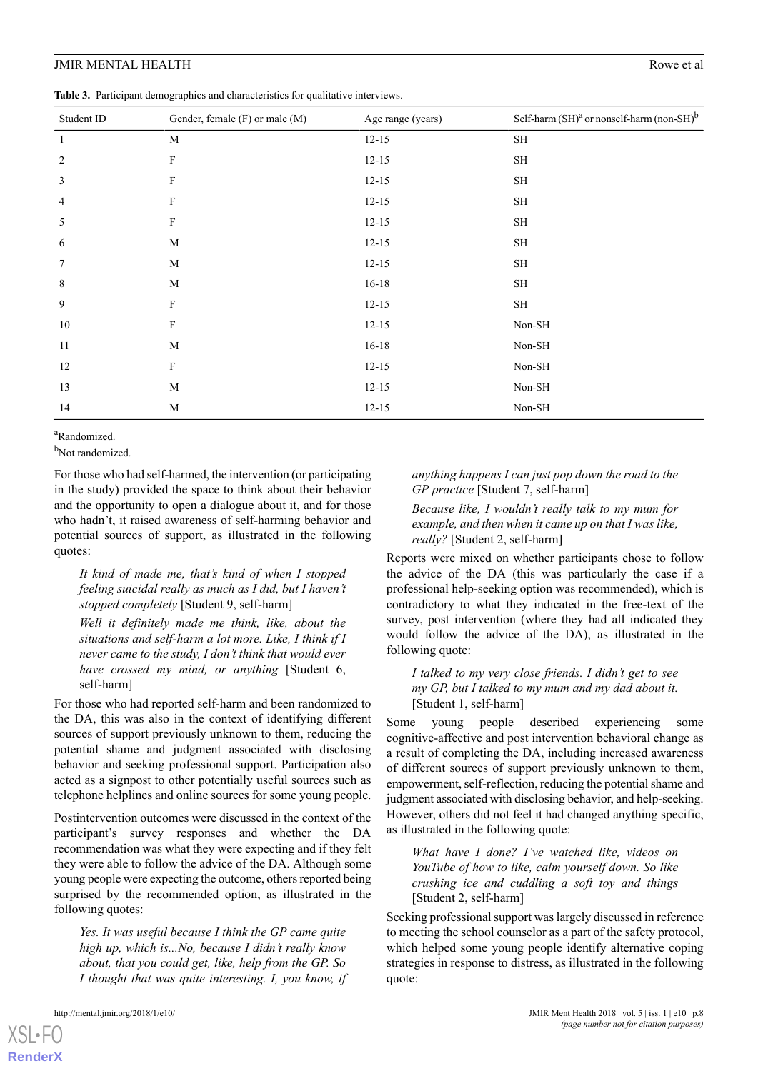**Table 3.** Participant demographics and characteristics for qualitative interviews.

| Student ID | Gender, female (F) or male (M) | Age range (years) | Self-harm (SH)[a] or nonself-harm (non-SH)[b] |
|---|---|---|---|
| 1 | M | 12-15 | SH |
| 2 | F | 12-15 | SH |
| 3 | F | 12-15 | SH |
| 4 | F | 12-15 | SH |
| 5 | F | 12-15 | SH |
| 6 | M | 12-15 | SH |
| 7 | M | 12-15 | SH |
| 8 | M | 16-18 | SH |
| 9 | F | 12-15 | SH |
| 10 | F | 12-15 | Non-SH |
| 11 | M | 16-18 | Non-SH |
| 12 | F | 12-15 | Non-SH |
| 13 | M | 12-15 | Non-SH |
| 14 | M | 12-15 | Non-SH |

[a]Randomized.

[b]Not randomized.

For those who had self-harmed, the intervention (or participating in the study) provided the space to think about their behavior and the opportunity to open a dialogue about it, and for those who hadn't, it raised awareness of self-harming behavior and potential sources of support, as illustrated in the following quotes:

> *It kind of made me, that's kind of when I stopped feeling suicidal really as much as I did, but I haven't stopped completely* [Student 9, self-harm]

> *Well it definitely made me think, like, about the situations and self-harm a lot more. Like, I think if I never came to the study, I don't think that would ever have crossed my mind, or anything* [Student 6, self-harm]

For those who had reported self-harm and been randomized to the DA, this was also in the context of identifying different sources of support previously unknown to them, reducing the potential shame and judgment associated with disclosing behavior and seeking professional support. Participation also acted as a signpost to other potentially useful sources such as telephone helplines and online sources for some young people.

Postintervention outcomes were discussed in the context of the participant's survey responses and whether the DA recommendation was what they were expecting and if they felt they were able to follow the advice of the DA. Although some young people were expecting the outcome, others reported being surprised by the recommended option, as illustrated in the following quotes:

> *Yes. It was useful because I think the GP came quite high up, which is...No, because I didn't really know about, that you could get, like, help from the GP. So I thought that was quite interesting. I, you know, if anything happens I can just pop down the road to the GP practice* [Student 7, self-harm]

> *Because like, I wouldn't really talk to my mum for example, and then when it came up on that I was like, really?* [Student 2, self-harm]

Reports were mixed on whether participants chose to follow the advice of the DA (this was particularly the case if a professional help-seeking option was recommended), which is contradictory to what they indicated in the free-text of the survey, post intervention (where they had all indicated they would follow the advice of the DA), as illustrated in the following quote:

> *I talked to my very close friends. I didn't get to see my GP, but I talked to my mum and my dad about it.* [Student 1, self-harm]

Some young people described experiencing some cognitive-affective and post intervention behavioral change as a result of completing the DA, including increased awareness of different sources of support previously unknown to them, empowerment, self-reflection, reducing the potential shame and judgment associated with disclosing behavior, and help-seeking. However, others did not feel it had changed anything specific, as illustrated in the following quote:

> *What have I done? I've watched like, videos on YouTube of how to like, calm yourself down. So like crushing ice and cuddling a soft toy and things* [Student 2, self-harm]

Seeking professional support was largely discussed in reference to meeting the school counselor as a part of the safety protocol, which helped some young people identify alternative coping strategies in response to distress, as illustrated in the following quote: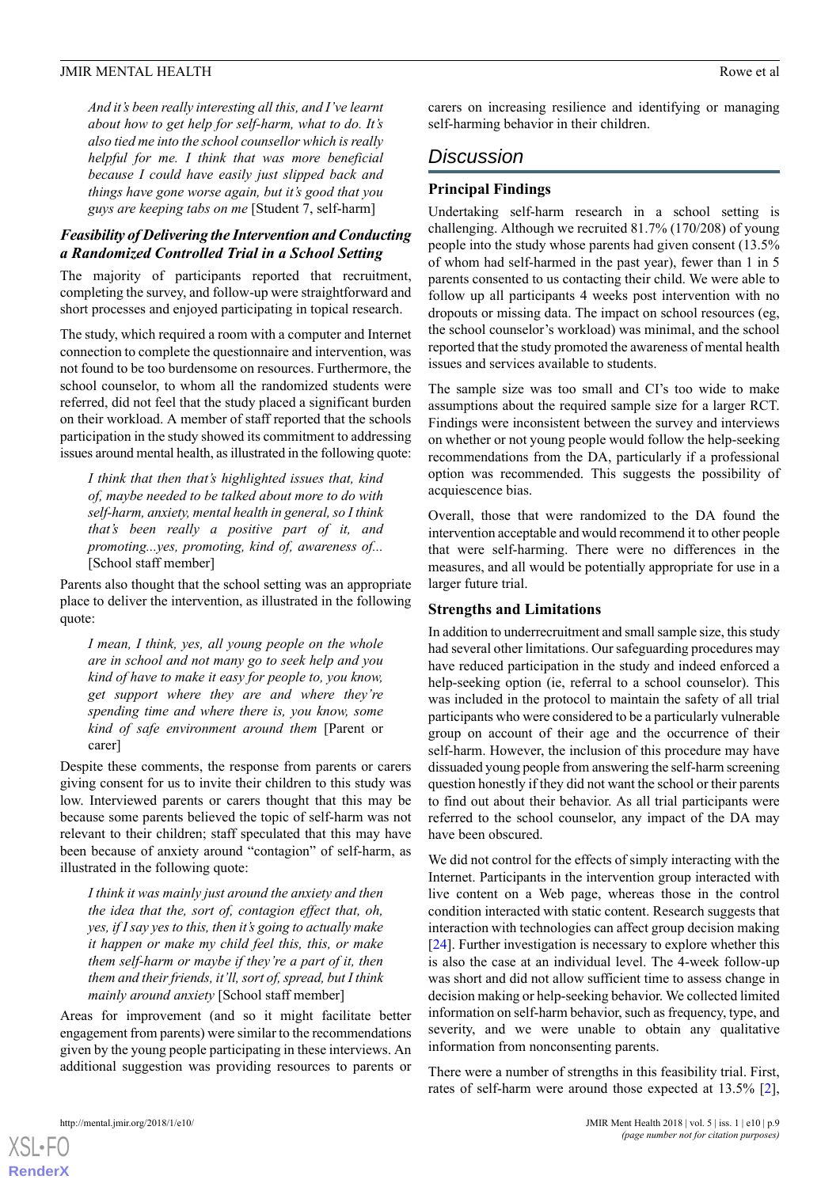> *And it's been really interesting all this, and I've learnt about how to get help for self-harm, what to do. It's also tied me into the school counsellor which is really helpful for me. I think that was more beneficial because I could have easily just slipped back and things have gone worse again, but it's good that you guys are keeping tabs on me* [Student 7, self-harm]

### *Feasibility of Delivering the Intervention and Conducting a Randomized Controlled Trial in a School Setting*

The majority of participants reported that recruitment, completing the survey, and follow-up were straightforward and short processes and enjoyed participating in topical research.

The study, which required a room with a computer and Internet connection to complete the questionnaire and intervention, was not found to be too burdensome on resources. Furthermore, the school counselor, to whom all the randomized students were referred, did not feel that the study placed a significant burden on their workload. A member of staff reported that the schools participation in the study showed its commitment to addressing issues around mental health, as illustrated in the following quote:

> *I think that then that's highlighted issues that, kind of, maybe needed to be talked about more to do with self-harm, anxiety, mental health in general, so I think that's been really a positive part of it, and promoting...yes, promoting, kind of, awareness of...* [School staff member]

Parents also thought that the school setting was an appropriate place to deliver the intervention, as illustrated in the following quote:

> *I mean, I think, yes, all young people on the whole are in school and not many go to seek help and you kind of have to make it easy for people to, you know, get support where they are and where they're spending time and where there is, you know, some kind of safe environment around them* [Parent or carer]

Despite these comments, the response from parents or carers giving consent for us to invite their children to this study was low. Interviewed parents or carers thought that this may be because some parents believed the topic of self-harm was not relevant to their children; staff speculated that this may have been because of anxiety around "contagion" of self-harm, as illustrated in the following quote:

> *I think it was mainly just around the anxiety and then the idea that the, sort of, contagion effect that, oh, yes, if I say yes to this, then it's going to actually make it happen or make my child feel this, this, or make them self-harm or maybe if they're a part of it, then them and their friends, it'll, sort of, spread, but I think mainly around anxiety* [School staff member]

Areas for improvement (and so it might facilitate better engagement from parents) were similar to the recommendations given by the young people participating in these interviews. An additional suggestion was providing resources to parents or carers on increasing resilience and identifying or managing self-harming behavior in their children.

## Discussion

### Principal Findings

Undertaking self-harm research in a school setting is challenging. Although we recruited 81.7% (170/208) of young people into the study whose parents had given consent (13.5% of whom had self-harmed in the past year), fewer than 1 in 5 parents consented to us contacting their child. We were able to follow up all participants 4 weeks post intervention with no dropouts or missing data. The impact on school resources (eg, the school counselor's workload) was minimal, and the school reported that the study promoted the awareness of mental health issues and services available to students.

The sample size was too small and CI's too wide to make assumptions about the required sample size for a larger RCT. Findings were inconsistent between the survey and interviews on whether or not young people would follow the help-seeking recommendations from the DA, particularly if a professional option was recommended. This suggests the possibility of acquiescence bias.

Overall, those that were randomized to the DA found the intervention acceptable and would recommend it to other people that were self-harming. There were no differences in the measures, and all would be potentially appropriate for use in a larger future trial.

### Strengths and Limitations

In addition to underrecruitment and small sample size, this study had several other limitations. Our safeguarding procedures may have reduced participation in the study and indeed enforced a help-seeking option (ie, referral to a school counselor). This was included in the protocol to maintain the safety of all trial participants who were considered to be a particularly vulnerable group on account of their age and the occurrence of their self-harm. However, the inclusion of this procedure may have dissuaded young people from answering the self-harm screening question honestly if they did not want the school or their parents to find out about their behavior. As all trial participants were referred to the school counselor, any impact of the DA may have been obscured.

We did not control for the effects of simply interacting with the Internet. Participants in the intervention group interacted with live content on a Web page, whereas those in the control condition interacted with static content. Research suggests that interaction with technologies can affect group decision making [24]. Further investigation is necessary to explore whether this is also the case at an individual level. The 4-week follow-up was short and did not allow sufficient time to assess change in decision making or help-seeking behavior. We collected limited information on self-harm behavior, such as frequency, type, and severity, and we were unable to obtain any qualitative information from nonconsenting parents.

There were a number of strengths in this feasibility trial. First, rates of self-harm were around those expected at 13.5% [2],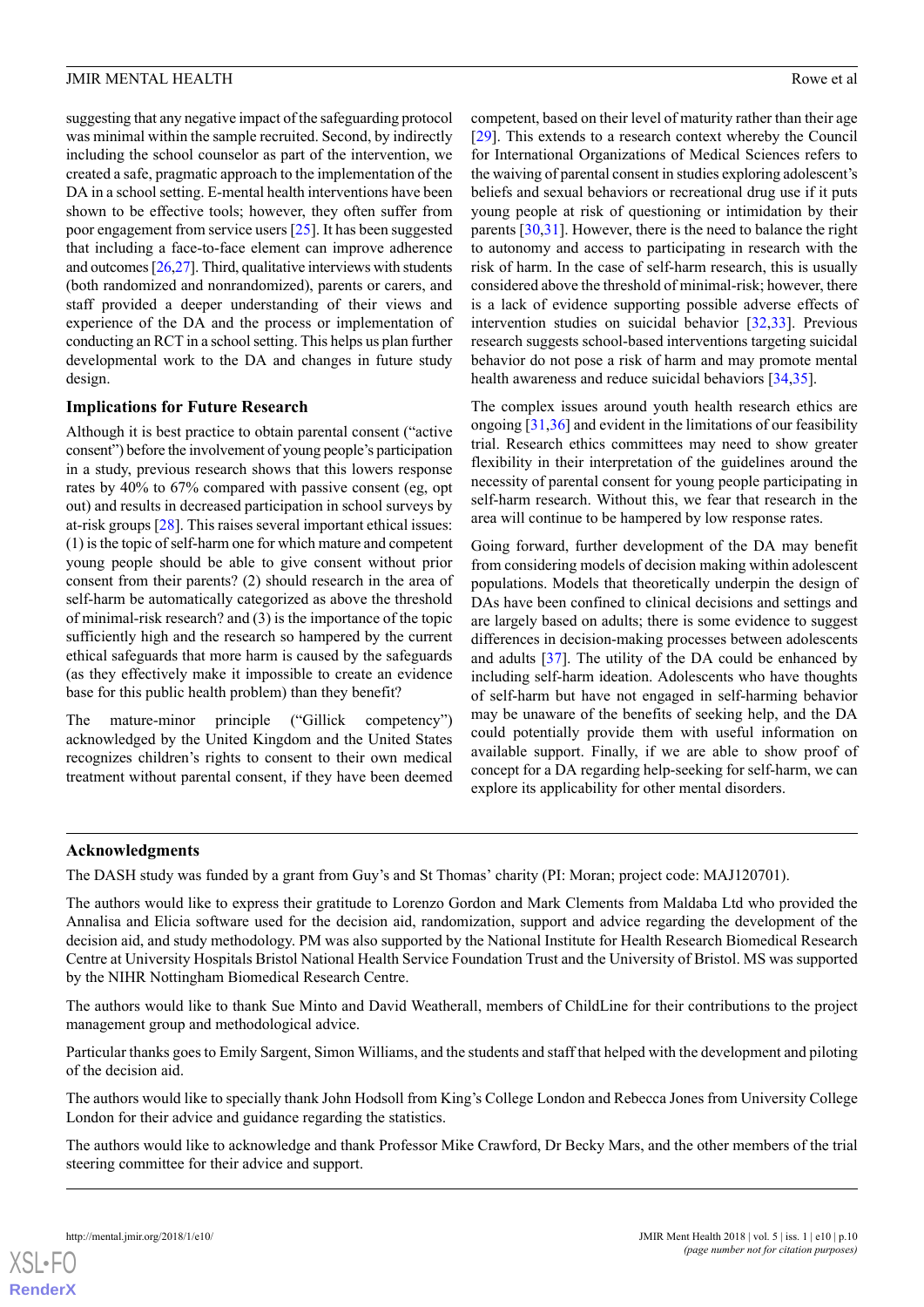suggesting that any negative impact of the safeguarding protocol was minimal within the sample recruited. Second, by indirectly including the school counselor as part of the intervention, we created a safe, pragmatic approach to the implementation of the DA in a school setting. E-mental health interventions have been shown to be effective tools; however, they often suffer from poor engagement from service users [25]. It has been suggested that including a face-to-face element can improve adherence and outcomes [26,27]. Third, qualitative interviews with students (both randomized and nonrandomized), parents or carers, and staff provided a deeper understanding of their views and experience of the DA and the process or implementation of conducting an RCT in a school setting. This helps us plan further developmental work to the DA and changes in future study design.

### Implications for Future Research

Although it is best practice to obtain parental consent ("active consent") before the involvement of young people's participation in a study, previous research shows that this lowers response rates by 40% to 67% compared with passive consent (eg, opt out) and results in decreased participation in school surveys by at-risk groups [28]. This raises several important ethical issues: (1) is the topic of self-harm one for which mature and competent young people should be able to give consent without prior consent from their parents? (2) should research in the area of self-harm be automatically categorized as above the threshold of minimal-risk research? and (3) is the importance of the topic sufficiently high and the research so hampered by the current ethical safeguards that more harm is caused by the safeguards (as they effectively make it impossible to create an evidence base for this public health problem) than they benefit?

The mature-minor principle ("Gillick competency") acknowledged by the United Kingdom and the United States recognizes children's rights to consent to their own medical treatment without parental consent, if they have been deemed competent, based on their level of maturity rather than their age [29]. This extends to a research context whereby the Council for International Organizations of Medical Sciences refers to the waiving of parental consent in studies exploring adolescent's beliefs and sexual behaviors or recreational drug use if it puts young people at risk of questioning or intimidation by their parents [30,31]. However, there is the need to balance the right to autonomy and access to participating in research with the risk of harm. In the case of self-harm research, this is usually considered above the threshold of minimal-risk; however, there is a lack of evidence supporting possible adverse effects of intervention studies on suicidal behavior [32,33]. Previous research suggests school-based interventions targeting suicidal behavior do not pose a risk of harm and may promote mental health awareness and reduce suicidal behaviors [34,35].

The complex issues around youth health research ethics are ongoing [31,36] and evident in the limitations of our feasibility trial. Research ethics committees may need to show greater flexibility in their interpretation of the guidelines around the necessity of parental consent for young people participating in self-harm research. Without this, we fear that research in the area will continue to be hampered by low response rates.

Going forward, further development of the DA may benefit from considering models of decision making within adolescent populations. Models that theoretically underpin the design of DAs have been confined to clinical decisions and settings and are largely based on adults; there is some evidence to suggest differences in decision-making processes between adolescents and adults [37]. The utility of the DA could be enhanced by including self-harm ideation. Adolescents who have thoughts of self-harm but have not engaged in self-harming behavior may be unaware of the benefits of seeking help, and the DA could potentially provide them with useful information on available support. Finally, if we are able to show proof of concept for a DA regarding help-seeking for self-harm, we can explore its applicability for other mental disorders.

### Acknowledgments

The DASH study was funded by a grant from Guy's and St Thomas' charity (PI: Moran; project code: MAJ120701).

The authors would like to express their gratitude to Lorenzo Gordon and Mark Clements from Maldaba Ltd who provided the Annalisa and Elicia software used for the decision aid, randomization, support and advice regarding the development of the decision aid, and study methodology. PM was also supported by the National Institute for Health Research Biomedical Research Centre at University Hospitals Bristol National Health Service Foundation Trust and the University of Bristol. MS was supported by the NIHR Nottingham Biomedical Research Centre.

The authors would like to thank Sue Minto and David Weatherall, members of ChildLine for their contributions to the project management group and methodological advice.

Particular thanks goes to Emily Sargent, Simon Williams, and the students and staff that helped with the development and piloting of the decision aid.

The authors would like to specially thank John Hodsoll from King's College London and Rebecca Jones from University College London for their advice and guidance regarding the statistics.

The authors would like to acknowledge and thank Professor Mike Crawford, Dr Becky Mars, and the other members of the trial steering committee for their advice and support.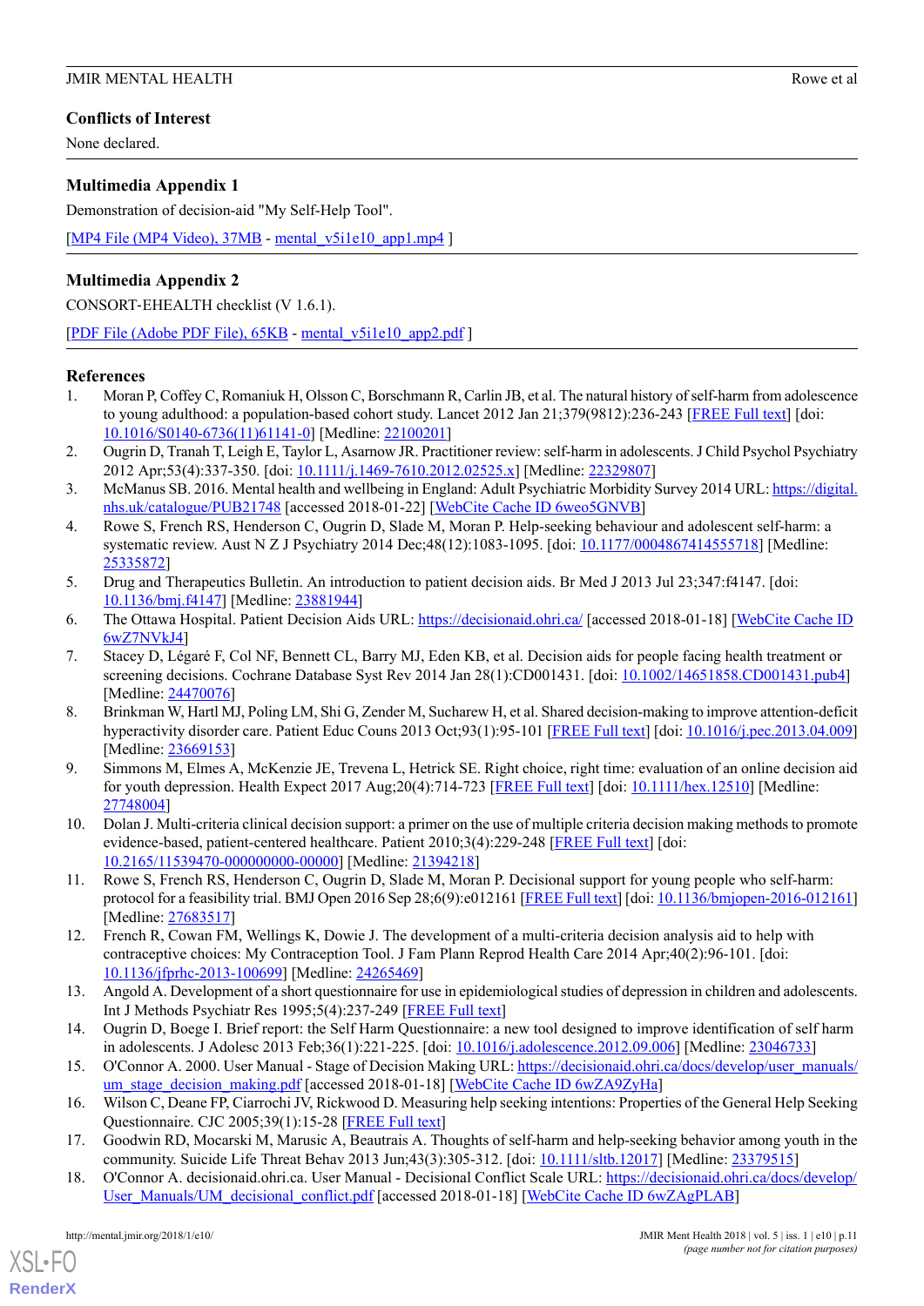## Conflicts of Interest

None declared.

## Multimedia Appendix 1

Demonstration of decision-aid "My Self-Help Tool".

[MP4 File (MP4 Video), 37MB - mental_v5i1e10_app1.mp4 ]

## Multimedia Appendix 2

CONSORT-EHEALTH checklist (V 1.6.1).

[PDF File (Adobe PDF File), 65KB - mental_v5i1e10_app2.pdf ]

## References

1. Moran P, Coffey C, Romaniuk H, Olsson C, Borschmann R, Carlin JB, et al. The natural history of self-harm from adolescence to young adulthood: a population-based cohort study. Lancet 2012 Jan 21;379(9812):236-243 [FREE Full text] [doi: 10.1016/S0140-6736(11)61141-0] [Medline: 22100201]
2. Ougrin D, Tranah T, Leigh E, Taylor L, Asarnow JR. Practitioner review: self-harm in adolescents. J Child Psychol Psychiatry 2012 Apr;53(4):337-350. [doi: 10.1111/j.1469-7610.2012.02525.x] [Medline: 22329807]
3. McManus SB. 2016. Mental health and wellbeing in England: Adult Psychiatric Morbidity Survey 2014 URL: https://digital.nhs.uk/catalogue/PUB21748 [accessed 2018-01-22] [WebCite Cache ID 6weo5GNVB]
4. Rowe S, French RS, Henderson C, Ougrin D, Slade M, Moran P. Help-seeking behaviour and adolescent self-harm: a systematic review. Aust N Z J Psychiatry 2014 Dec;48(12):1083-1095. [doi: 10.1177/0004867414555718] [Medline: 25335872]
5. Drug and Therapeutics Bulletin. An introduction to patient decision aids. Br Med J 2013 Jul 23;347:f4147. [doi: 10.1136/bmj.f4147] [Medline: 23881944]
6. The Ottawa Hospital. Patient Decision Aids URL: https://decisionaid.ohri.ca/ [accessed 2018-01-18] [WebCite Cache ID 6wZ7NVkJ4]
7. Stacey D, Légaré F, Col NF, Bennett CL, Barry MJ, Eden KB, et al. Decision aids for people facing health treatment or screening decisions. Cochrane Database Syst Rev 2014 Jan 28(1):CD001431. [doi: 10.1002/14651858.CD001431.pub4] [Medline: 24470076]
8. Brinkman W, Hartl MJ, Poling LM, Shi G, Zender M, Sucharew H, et al. Shared decision-making to improve attention-deficit hyperactivity disorder care. Patient Educ Couns 2013 Oct;93(1):95-101 [FREE Full text] [doi: 10.1016/j.pec.2013.04.009] [Medline: 23669153]
9. Simmons M, Elmes A, McKenzie JE, Trevena L, Hetrick SE. Right choice, right time: evaluation of an online decision aid for youth depression. Health Expect 2017 Aug;20(4):714-723 [FREE Full text] [doi: 10.1111/hex.12510] [Medline: 27748004]
10. Dolan J. Multi-criteria clinical decision support: a primer on the use of multiple criteria decision making methods to promote evidence-based, patient-centered healthcare. Patient 2010;3(4):229-248 [FREE Full text] [doi: 10.2165/11539470-000000000-00000] [Medline: 21394218]
11. Rowe S, French RS, Henderson C, Ougrin D, Slade M, Moran P. Decisional support for young people who self-harm: protocol for a feasibility trial. BMJ Open 2016 Sep 28;6(9):e012161 [FREE Full text] [doi: 10.1136/bmjopen-2016-012161] [Medline: 27683517]
12. French R, Cowan FM, Wellings K, Dowie J. The development of a multi-criteria decision analysis aid to help with contraceptive choices: My Contraception Tool. J Fam Plann Reprod Health Care 2014 Apr;40(2):96-101. [doi: 10.1136/jfprhc-2013-100699] [Medline: 24265469]
13. Angold A. Development of a short questionnaire for use in epidemiological studies of depression in children and adolescents. Int J Methods Psychiatr Res 1995;5(4):237-249 [FREE Full text]
14. Ougrin D, Boege I. Brief report: the Self Harm Questionnaire: a new tool designed to improve identification of self harm in adolescents. J Adolesc 2013 Feb;36(1):221-225. [doi: 10.1016/j.adolescence.2012.09.006] [Medline: 23046733]
15. O'Connor A. 2000. User Manual - Stage of Decision Making URL: https://decisionaid.ohri.ca/docs/develop/user_manuals/um_stage_decision_making.pdf [accessed 2018-01-18] [WebCite Cache ID 6wZA9ZyHa]
16. Wilson C, Deane FP, Ciarrochi JV, Rickwood D. Measuring help seeking intentions: Properties of the General Help Seeking Questionnaire. CJC 2005;39(1):15-28 [FREE Full text]
17. Goodwin RD, Mocarski M, Marusic A, Beautrais A. Thoughts of self-harm and help-seeking behavior among youth in the community. Suicide Life Threat Behav 2013 Jun;43(3):305-312. [doi: 10.1111/sltb.12017] [Medline: 23379515]
18. O'Connor A. decisionaid.ohri.ca. User Manual - Decisional Conflict Scale URL: https://decisionaid.ohri.ca/docs/develop/User_Manuals/UM_decisional_conflict.pdf [accessed 2018-01-18] [WebCite Cache ID 6wZAgPLAB]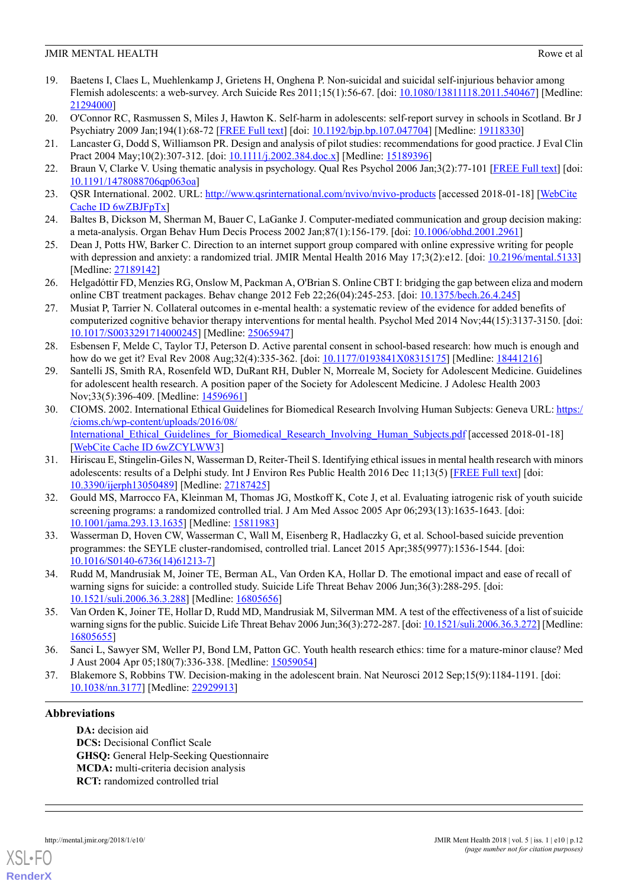19. Baetens I, Claes L, Muehlenkamp J, Grietens H, Onghena P. Non-suicidal and suicidal self-injurious behavior among Flemish adolescents: a web-survey. Arch Suicide Res 2011;15(1):56-67. [doi: 10.1080/13811118.2011.540467] [Medline: 21294000]
20. O'Connor RC, Rasmussen S, Miles J, Hawton K. Self-harm in adolescents: self-report survey in schools in Scotland. Br J Psychiatry 2009 Jan;194(1):68-72 [FREE Full text] [doi: 10.1192/bjp.bp.107.047704] [Medline: 19118330]
21. Lancaster G, Dodd S, Williamson PR. Design and analysis of pilot studies: recommendations for good practice. J Eval Clin Pract 2004 May;10(2):307-312. [doi: 10.1111/j.2002.384.doc.x] [Medline: 15189396]
22. Braun V, Clarke V. Using thematic analysis in psychology. Qual Res Psychol 2006 Jan;3(2):77-101 [FREE Full text] [doi: 10.1191/1478088706qp063oa]
23. QSR International. 2002. URL: http://www.qsrinternational.com/nvivo/nvivo-products [accessed 2018-01-18] [WebCite Cache ID 6wZBJFpTx]
24. Baltes B, Dickson M, Sherman M, Bauer C, LaGanke J. Computer-mediated communication and group decision making: a meta-analysis. Organ Behav Hum Decis Process 2002 Jan;87(1):156-179. [doi: 10.1006/obhd.2001.2961]
25. Dean J, Potts HW, Barker C. Direction to an internet support group compared with online expressive writing for people with depression and anxiety: a randomized trial. JMIR Mental Health 2016 May 17;3(2):e12. [doi: 10.2196/mental.5133] [Medline: 27189142]
26. Helgadóttir FD, Menzies RG, Onslow M, Packman A, O'Brian S. Online CBT I: bridging the gap between eliza and modern online CBT treatment packages. Behav change 2012 Feb 22;26(04):245-253. [doi: 10.1375/bech.26.4.245]
27. Musiat P, Tarrier N. Collateral outcomes in e-mental health: a systematic review of the evidence for added benefits of computerized cognitive behavior therapy interventions for mental health. Psychol Med 2014 Nov;44(15):3137-3150. [doi: 10.1017/S0033291714000245] [Medline: 25065947]
28. Esbensen F, Melde C, Taylor TJ, Peterson D. Active parental consent in school-based research: how much is enough and how do we get it? Eval Rev 2008 Aug;32(4):335-362. [doi: 10.1177/0193841X08315175] [Medline: 18441216]
29. Santelli JS, Smith RA, Rosenfeld WD, DuRant RH, Dubler N, Morreale M, Society for Adolescent Medicine. Guidelines for adolescent health research. A position paper of the Society for Adolescent Medicine. J Adolesc Health 2003 Nov;33(5):396-409. [Medline: 14596961]
30. CIOMS. 2002. International Ethical Guidelines for Biomedical Research Involving Human Subjects: Geneva URL: https://cioms.ch/wp-content/uploads/2016/08/International_Ethical_Guidelines_for_Biomedical_Research_Involving_Human_Subjects.pdf [accessed 2018-01-18] [WebCite Cache ID 6wZCYLWW3]
31. Hiriscau E, Stingelin-Giles N, Wasserman D, Reiter-Theil S. Identifying ethical issues in mental health research with minors adolescents: results of a Delphi study. Int J Environ Res Public Health 2016 Dec 11;13(5) [FREE Full text] [doi: 10.3390/ijerph13050489] [Medline: 27187425]
32. Gould MS, Marrocco FA, Kleinman M, Thomas JG, Mostkoff K, Cote J, et al. Evaluating iatrogenic risk of youth suicide screening programs: a randomized controlled trial. J Am Med Assoc 2005 Apr 06;293(13):1635-1643. [doi: 10.1001/jama.293.13.1635] [Medline: 15811983]
33. Wasserman D, Hoven CW, Wasserman C, Wall M, Eisenberg R, Hadlaczky G, et al. School-based suicide prevention programmes: the SEYLE cluster-randomised, controlled trial. Lancet 2015 Apr;385(9977):1536-1544. [doi: 10.1016/S0140-6736(14)61213-7]
34. Rudd M, Mandrusiak M, Joiner TE, Berman AL, Van Orden KA, Hollar D. The emotional impact and ease of recall of warning signs for suicide: a controlled study. Suicide Life Threat Behav 2006 Jun;36(3):288-295. [doi: 10.1521/suli.2006.36.3.288] [Medline: 16805656]
35. Van Orden K, Joiner TE, Hollar D, Rudd MD, Mandrusiak M, Silverman MM. A test of the effectiveness of a list of suicide warning signs for the public. Suicide Life Threat Behav 2006 Jun;36(3):272-287. [doi: 10.1521/suli.2006.36.3.272] [Medline: 16805655]
36. Sanci L, Sawyer SM, Weller PJ, Bond LM, Patton GC. Youth health research ethics: time for a mature-minor clause? Med J Aust 2004 Apr 05;180(7):336-338. [Medline: 15059054]
37. Blakemore S, Robbins TW. Decision-making in the adolescent brain. Nat Neurosci 2012 Sep;15(9):1184-1191. [doi: 10.1038/nn.3177] [Medline: 22929913]

## Abbreviations

**DA:** decision aid
**DCS:** Decisional Conflict Scale
**GHSQ:** General Help-Seeking Questionnaire
**MCDA:** multi-criteria decision analysis
**RCT:** randomized controlled trial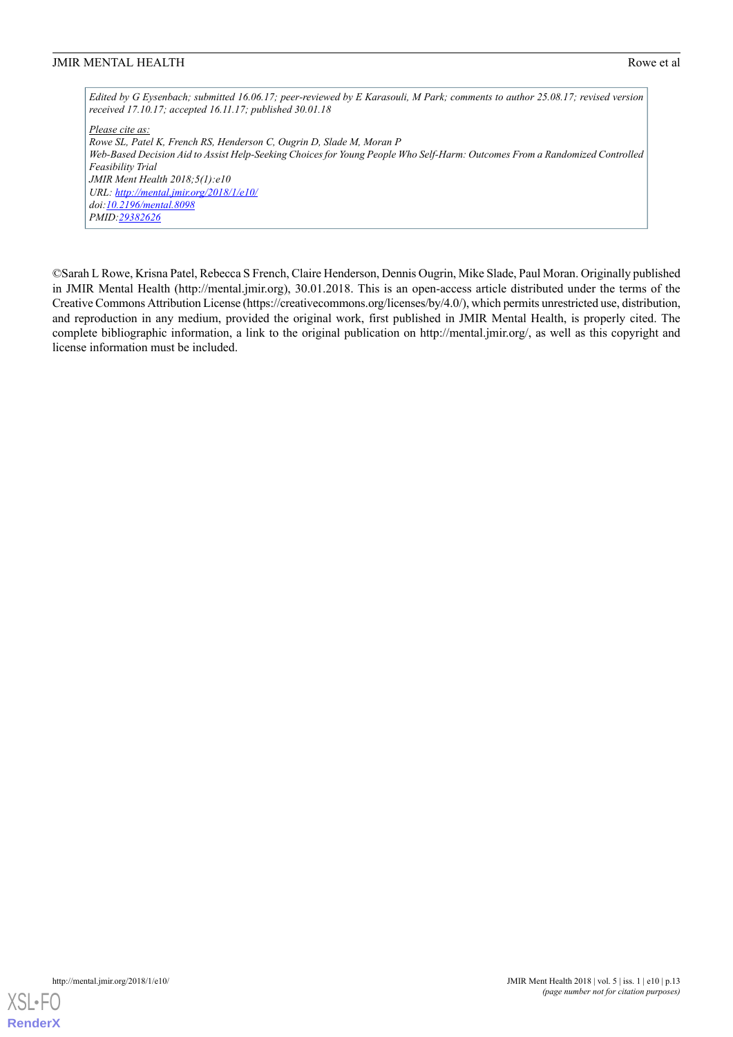*Edited by G Eysenbach; submitted 16.06.17; peer-reviewed by E Karasouli, M Park; comments to author 25.08.17; revised version received 17.10.17; accepted 16.11.17; published 30.01.18*

*Please cite as:*
*Rowe SL, Patel K, French RS, Henderson C, Ougrin D, Slade M, Moran P*
*Web-Based Decision Aid to Assist Help-Seeking Choices for Young People Who Self-Harm: Outcomes From a Randomized Controlled Feasibility Trial*
*JMIR Ment Health 2018;5(1):e10*
*URL: http://mental.jmir.org/2018/1/e10/*
*doi:10.2196/mental.8098*
*PMID:29382626*

©Sarah L Rowe, Krisna Patel, Rebecca S French, Claire Henderson, Dennis Ougrin, Mike Slade, Paul Moran. Originally published in JMIR Mental Health (http://mental.jmir.org), 30.01.2018. This is an open-access article distributed under the terms of the Creative Commons Attribution License (https://creativecommons.org/licenses/by/4.0/), which permits unrestricted use, distribution, and reproduction in any medium, provided the original work, first published in JMIR Mental Health, is properly cited. The complete bibliographic information, a link to the original publication on http://mental.jmir.org/, as well as this copyright and license information must be included.